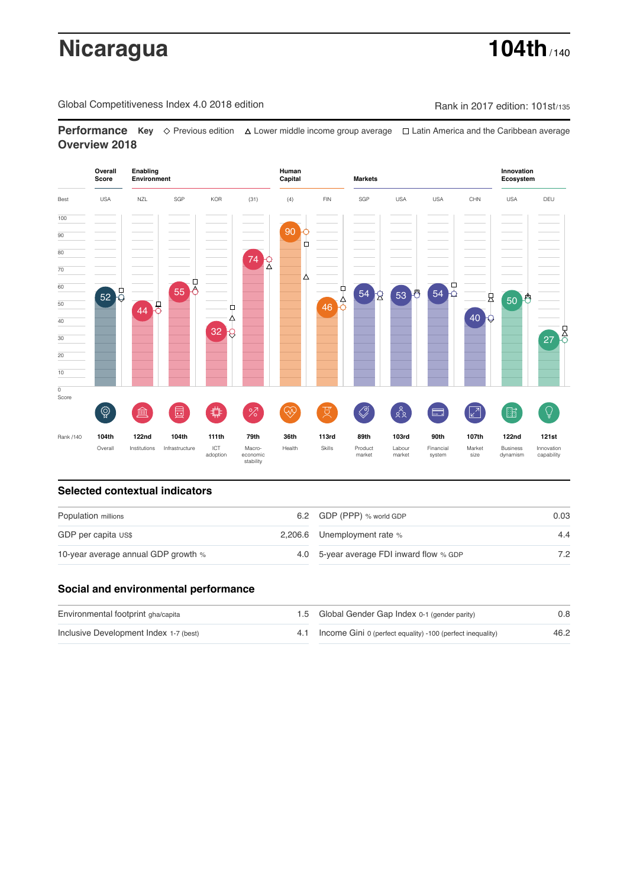# Nicaragua

**104th** / 140

Global Competitiveness Index 4.0 2018 edition

Rank in 2017 edition: 101st/135

## Performance Overview 2018

**Key** ◇ Previous edition △ Lower middle income group average □ Latin America and the Caribbean average

| | Overall Score | Enabling Environment | | | | Human Capital | | Markets | | | | Innovation Ecosystem | |
|---|---|---|---|---|---|---|---|---|---|---|---|---|---|
| Best | USA | NZL | SGP | KOR | (31) | (4) | FIN | SGP | USA | USA | CHN | USA | DEU |
| Score | 52 | 44 | 55 | 32 | 74 | 90 | 46 | 54 | 53 | 54 | 40 | 50 | 27 |
| Rank /140 | 104th | 122nd | 104th | 111th | 79th | 36th | 113rd | 89th | 103rd | 90th | 107th | 122nd | 121st |
| | Overall | Institutions | Infrastructure | ICT adoption | Macro-economic stability | Health | Skills | Product market | Labour market | Financial system | Market size | Business dynamism | Innovation capability |

## Selected contextual indicators

| | | | |
|---|---|---|---|
| Population millions | 6.2 | GDP (PPP) % world GDP | 0.03 |
| GDP per capita US$ | 2,206.6 | Unemployment rate % | 4.4 |
| 10-year average annual GDP growth % | 4.0 | 5-year average FDI inward flow % GDP | 7.2 |

## Social and environmental performance

| | | | |
|---|---|---|---|
| Environmental footprint gha/capita | 1.5 | Global Gender Gap Index 0-1 (gender parity) | 0.8 |
| Inclusive Development Index 1-7 (best) | 4.1 | Income Gini 0 (perfect equality) -100 (perfect inequality) | 46.2 |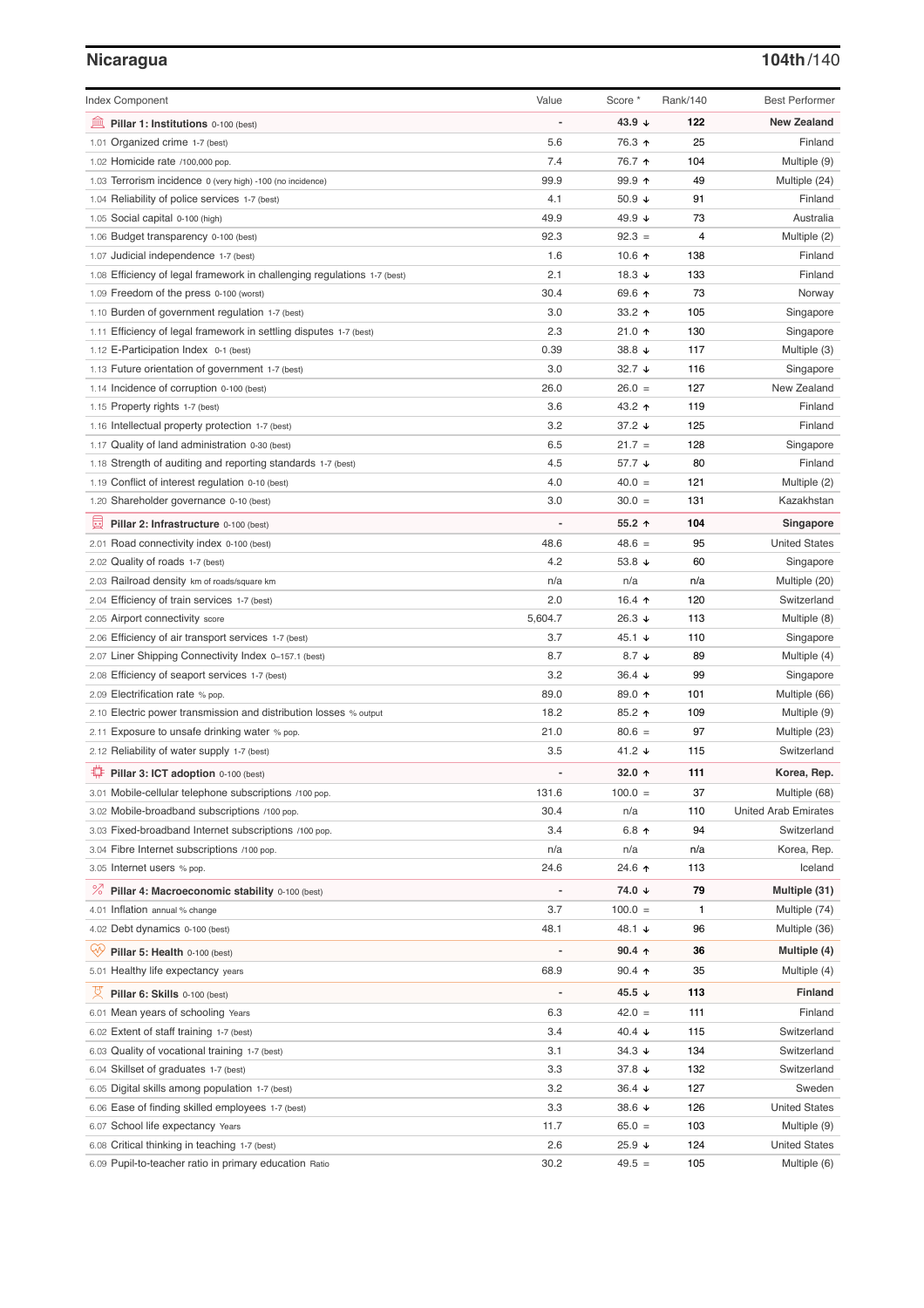## Nicaragua

**104th**/140

| Index Component | Value | Score * | Rank/140 | Best Performer |
|---|---|---|---|---|
| **Pillar 1: Institutions** 0-100 (best) | - | **43.9 ↓** | **122** | **New Zealand** |
| 1.01 Organized crime 1-7 (best) | 5.6 | 76.3 ↑ | 25 | Finland |
| 1.02 Homicide rate /100,000 pop. | 7.4 | 76.7 ↑ | 104 | Multiple (9) |
| 1.03 Terrorism incidence 0 (very high) -100 (no incidence) | 99.9 | 99.9 ↑ | 49 | Multiple (24) |
| 1.04 Reliability of police services 1-7 (best) | 4.1 | 50.9 ↓ | 91 | Finland |
| 1.05 Social capital 0-100 (high) | 49.9 | 49.9 ↓ | 73 | Australia |
| 1.06 Budget transparency 0-100 (best) | 92.3 | 92.3 = | 4 | Multiple (2) |
| 1.07 Judicial independence 1-7 (best) | 1.6 | 10.6 ↑ | 138 | Finland |
| 1.08 Efficiency of legal framework in challenging regulations 1-7 (best) | 2.1 | 18.3 ↓ | 133 | Finland |
| 1.09 Freedom of the press 0-100 (worst) | 30.4 | 69.6 ↑ | 73 | Norway |
| 1.10 Burden of government regulation 1-7 (best) | 3.0 | 33.2 ↑ | 105 | Singapore |
| 1.11 Efficiency of legal framework in settling disputes 1-7 (best) | 2.3 | 21.0 ↑ | 130 | Singapore |
| 1.12 E-Participation Index 0-1 (best) | 0.39 | 38.8 ↓ | 117 | Multiple (3) |
| 1.13 Future orientation of government 1-7 (best) | 3.0 | 32.7 ↓ | 116 | Singapore |
| 1.14 Incidence of corruption 0-100 (best) | 26.0 | 26.0 = | 127 | New Zealand |
| 1.15 Property rights 1-7 (best) | 3.6 | 43.2 ↑ | 119 | Finland |
| 1.16 Intellectual property protection 1-7 (best) | 3.2 | 37.2 ↓ | 125 | Finland |
| 1.17 Quality of land administration 0-30 (best) | 6.5 | 21.7 = | 128 | Singapore |
| 1.18 Strength of auditing and reporting standards 1-7 (best) | 4.5 | 57.7 ↓ | 80 | Finland |
| 1.19 Conflict of interest regulation 0-10 (best) | 4.0 | 40.0 = | 121 | Multiple (2) |
| 1.20 Shareholder governance 0-10 (best) | 3.0 | 30.0 = | 131 | Kazakhstan |
| **Pillar 2: Infrastructure** 0-100 (best) | - | **55.2 ↑** | **104** | **Singapore** |
| 2.01 Road connectivity index 0-100 (best) | 48.6 | 48.6 = | 95 | United States |
| 2.02 Quality of roads 1-7 (best) | 4.2 | 53.8 ↓ | 60 | Singapore |
| 2.03 Railroad density km of roads/square km | n/a | n/a | n/a | Multiple (20) |
| 2.04 Efficiency of train services 1-7 (best) | 2.0 | 16.4 ↑ | 120 | Switzerland |
| 2.05 Airport connectivity score | 5,604.7 | 26.3 ↓ | 113 | Multiple (8) |
| 2.06 Efficiency of air transport services 1-7 (best) | 3.7 | 45.1 ↓ | 110 | Singapore |
| 2.07 Liner Shipping Connectivity Index 0–157.1 (best) | 8.7 | 8.7 ↓ | 89 | Multiple (4) |
| 2.08 Efficiency of seaport services 1-7 (best) | 3.2 | 36.4 ↓ | 99 | Singapore |
| 2.09 Electrification rate % pop. | 89.0 | 89.0 ↑ | 101 | Multiple (66) |
| 2.10 Electric power transmission and distribution losses % output | 18.2 | 85.2 ↑ | 109 | Multiple (9) |
| 2.11 Exposure to unsafe drinking water % pop. | 21.0 | 80.6 = | 97 | Multiple (23) |
| 2.12 Reliability of water supply 1-7 (best) | 3.5 | 41.2 ↓ | 115 | Switzerland |
| **Pillar 3: ICT adoption** 0-100 (best) | - | **32.0 ↑** | **111** | **Korea, Rep.** |
| 3.01 Mobile-cellular telephone subscriptions /100 pop. | 131.6 | 100.0 = | 37 | Multiple (68) |
| 3.02 Mobile-broadband subscriptions /100 pop. | 30.4 | n/a | 110 | United Arab Emirates |
| 3.03 Fixed-broadband Internet subscriptions /100 pop. | 3.4 | 6.8 ↑ | 94 | Switzerland |
| 3.04 Fibre Internet subscriptions /100 pop. | n/a | n/a | n/a | Korea, Rep. |
| 3.05 Internet users % pop. | 24.6 | 24.6 ↑ | 113 | Iceland |
| **Pillar 4: Macroeconomic stability** 0-100 (best) | - | **74.0 ↓** | **79** | **Multiple (31)** |
| 4.01 Inflation annual % change | 3.7 | 100.0 = | 1 | Multiple (74) |
| 4.02 Debt dynamics 0-100 (best) | 48.1 | 48.1 ↓ | 96 | Multiple (36) |
| **Pillar 5: Health** 0-100 (best) | - | **90.4 ↑** | **36** | **Multiple (4)** |
| 5.01 Healthy life expectancy years | 68.9 | 90.4 ↑ | 35 | Multiple (4) |
| **Pillar 6: Skills** 0-100 (best) | - | **45.5 ↓** | **113** | **Finland** |
| 6.01 Mean years of schooling Years | 6.3 | 42.0 = | 111 | Finland |
| 6.02 Extent of staff training 1-7 (best) | 3.4 | 40.4 ↓ | 115 | Switzerland |
| 6.03 Quality of vocational training 1-7 (best) | 3.1 | 34.3 ↓ | 134 | Switzerland |
| 6.04 Skillset of graduates 1-7 (best) | 3.3 | 37.8 ↓ | 132 | Switzerland |
| 6.05 Digital skills among population 1-7 (best) | 3.2 | 36.4 ↓ | 127 | Sweden |
| 6.06 Ease of finding skilled employees 1-7 (best) | 3.3 | 38.6 ↓ | 126 | United States |
| 6.07 School life expectancy Years | 11.7 | 65.0 = | 103 | Multiple (9) |
| 6.08 Critical thinking in teaching 1-7 (best) | 2.6 | 25.9 ↓ | 124 | United States |
| 6.09 Pupil-to-teacher ratio in primary education Ratio | 30.2 | 49.5 = | 105 | Multiple (6) |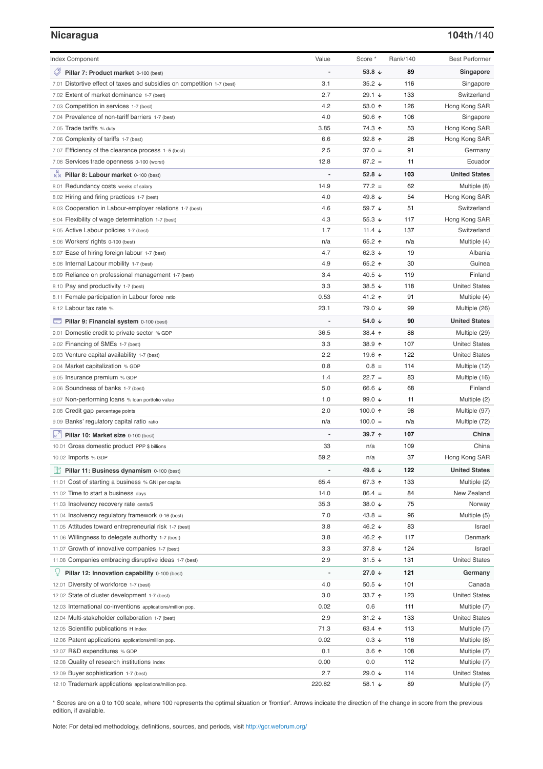## Nicaragua

**104th**/140

| Index Component | Value | Score * | Rank/140 | Best Performer |
|---|---|---|---|---|
| **Pillar 7: Product market** 0-100 (best) | - | **53.8 ↓** | **89** | **Singapore** |
| 7.01 Distortive effect of taxes and subsidies on competition 1-7 (best) | 3.1 | 35.2 ↓ | 116 | Singapore |
| 7.02 Extent of market dominance 1-7 (best) | 2.7 | 29.1 ↓ | 133 | Switzerland |
| 7.03 Competition in services 1-7 (best) | 4.2 | 53.0 ↑ | 126 | Hong Kong SAR |
| 7.04 Prevalence of non-tariff barriers 1-7 (best) | 4.0 | 50.6 ↑ | 106 | Singapore |
| 7.05 Trade tariffs % duty | 3.85 | 74.3 ↑ | 53 | Hong Kong SAR |
| 7.06 Complexity of tariffs 1-7 (best) | 6.6 | 92.8 ↑ | 28 | Hong Kong SAR |
| 7.07 Efficiency of the clearance process 1–5 (best) | 2.5 | 37.0 = | 91 | Germany |
| 7.08 Services trade openness 0-100 (worst) | 12.8 | 87.2 = | 11 | Ecuador |
| **Pillar 8: Labour market** 0-100 (best) | - | **52.8 ↓** | **103** | **United States** |
| 8.01 Redundancy costs weeks of salary | 14.9 | 77.2 = | 62 | Multiple (8) |
| 8.02 Hiring and firing practices 1-7 (best) | 4.0 | 49.8 ↓ | 54 | Hong Kong SAR |
| 8.03 Cooperation in Labour-employer relations 1-7 (best) | 4.6 | 59.7 ↓ | 51 | Switzerland |
| 8.04 Flexibility of wage determination 1-7 (best) | 4.3 | 55.3 ↓ | 117 | Hong Kong SAR |
| 8.05 Active Labour policies 1-7 (best) | 1.7 | 11.4 ↓ | 137 | Switzerland |
| 8.06 Workers' rights 0-100 (best) | n/a | 65.2 ↑ | n/a | Multiple (4) |
| 8.07 Ease of hiring foreign labour 1-7 (best) | 4.7 | 62.3 ↓ | 19 | Albania |
| 8.08 Internal Labour mobility 1-7 (best) | 4.9 | 65.2 ↑ | 30 | Guinea |
| 8.09 Reliance on professional management 1-7 (best) | 3.4 | 40.5 ↓ | 119 | Finland |
| 8.10 Pay and productivity 1-7 (best) | 3.3 | 38.5 ↓ | 118 | United States |
| 8.11 Female participation in Labour force ratio | 0.53 | 41.2 ↑ | 91 | Multiple (4) |
| 8.12 Labour tax rate % | 23.1 | 79.0 ↓ | 99 | Multiple (26) |
| **Pillar 9: Financial system** 0-100 (best) | - | **54.0 ↓** | **90** | **United States** |
| 9.01 Domestic credit to private sector % GDP | 36.5 | 38.4 ↑ | 88 | Multiple (29) |
| 9.02 Financing of SMEs 1-7 (best) | 3.3 | 38.9 ↑ | 107 | United States |
| 9.03 Venture capital availability 1-7 (best) | 2.2 | 19.6 ↑ | 122 | United States |
| 9.04 Market capitalization % GDP | 0.8 | 0.8 = | 114 | Multiple (12) |
| 9.05 Insurance premium % GDP | 1.4 | 22.7 = | 83 | Multiple (16) |
| 9.06 Soundness of banks 1-7 (best) | 5.0 | 66.6 ↓ | 68 | Finland |
| 9.07 Non-performing loans % loan portfolio value | 1.0 | 99.0 ↓ | 11 | Multiple (2) |
| 9.08 Credit gap percentage points | 2.0 | 100.0 ↑ | 98 | Multiple (97) |
| 9.09 Banks' regulatory capital ratio ratio | n/a | 100.0 = | n/a | Multiple (72) |
| **Pillar 10: Market size** 0-100 (best) | - | **39.7 ↑** | **107** | **China** |
| 10.01 Gross domestic product PPP $ billions | 33 | n/a | 109 | China |
| 10.02 Imports % GDP | 59.2 | n/a | 37 | Hong Kong SAR |
| **Pillar 11: Business dynamism** 0-100 (best) | - | **49.6 ↓** | **122** | **United States** |
| 11.01 Cost of starting a business % GNI per capita | 65.4 | 67.3 ↑ | 133 | Multiple (2) |
| 11.02 Time to start a business days | 14.0 | 86.4 = | 84 | New Zealand |
| 11.03 Insolvency recovery rate cents/$ | 35.3 | 38.0 ↓ | 75 | Norway |
| 11.04 Insolvency regulatory framework 0-16 (best) | 7.0 | 43.8 = | 96 | Multiple (5) |
| 11.05 Attitudes toward entrepreneurial risk 1-7 (best) | 3.8 | 46.2 ↓ | 83 | Israel |
| 11.06 Willingness to delegate authority 1-7 (best) | 3.8 | 46.2 ↑ | 117 | Denmark |
| 11.07 Growth of innovative companies 1-7 (best) | 3.3 | 37.8 ↓ | 124 | Israel |
| 11.08 Companies embracing disruptive ideas 1-7 (best) | 2.9 | 31.5 ↓ | 131 | United States |
| **Pillar 12: Innovation capability** 0-100 (best) | - | **27.0 ↓** | **121** | **Germany** |
| 12.01 Diversity of workforce 1-7 (best) | 4.0 | 50.5 ↓ | 101 | Canada |
| 12.02 State of cluster development 1-7 (best) | 3.0 | 33.7 ↑ | 123 | United States |
| 12.03 International co-inventions applications/million pop. | 0.02 | 0.6 | 111 | Multiple (7) |
| 12.04 Multi-stakeholder collaboration 1-7 (best) | 2.9 | 31.2 ↓ | 133 | United States |
| 12.05 Scientific publications H Index | 71.3 | 63.4 ↑ | 113 | Multiple (7) |
| 12.06 Patent applications applications/million pop. | 0.02 | 0.3 ↓ | 116 | Multiple (8) |
| 12.07 R&D expenditures % GDP | 0.1 | 3.6 ↑ | 108 | Multiple (7) |
| 12.08 Quality of research institutions index | 0.00 | 0.0 | 112 | Multiple (7) |
| 12.09 Buyer sophistication 1-7 (best) | 2.7 | 29.0 ↓ | 114 | United States |
| 12.10 Trademark applications applications/million pop. | 220.82 | 58.1 ↓ | 89 | Multiple (7) |

* Scores are on a 0 to 100 scale, where 100 represents the optimal situation or 'frontier'. Arrows indicate the direction of the change in score from the previous edition, if available.

Note: For detailed methodology, definitions, sources, and periods, visit http://gcr.weforum.org/